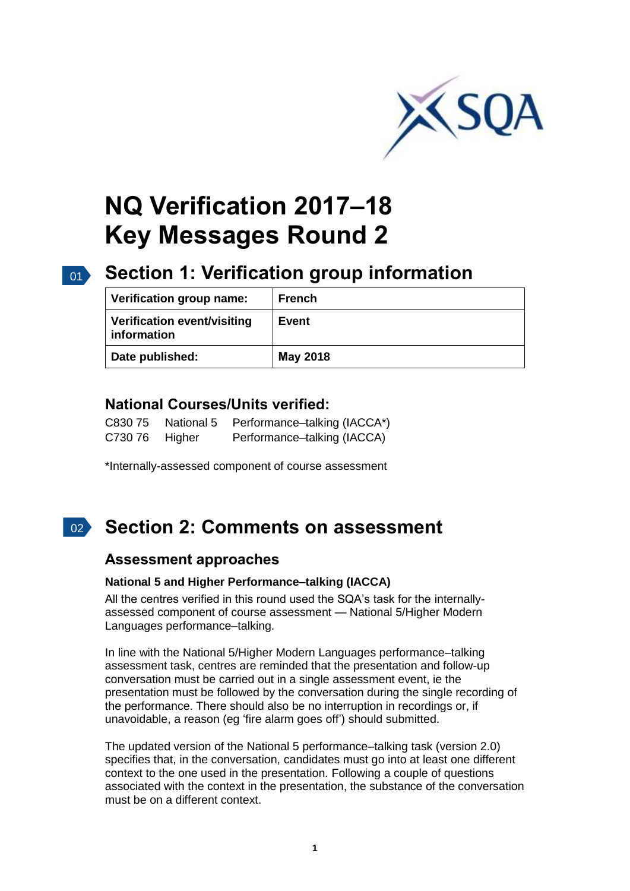# NQ Verification 2017–18
# Key Messages Round 2

## Section 1: Verification group information

| Verification group name: | French |
|---|---|
| Verification event/visiting information | Event |
| Date published: | May 2018 |

### National Courses/Units verified:

C830 75 National 5 Performance–talking (IACCA*)
C730 76 Higher Performance–talking (IACCA)

*Internally-assessed component of course assessment

## Section 2: Comments on assessment

### Assessment approaches

**National 5 and Higher Performance–talking (IACCA)**

All the centres verified in this round used the SQA's task for the internally-assessed component of course assessment — National 5/Higher Modern Languages performance–talking.

In line with the National 5/Higher Modern Languages performance–talking assessment task, centres are reminded that the presentation and follow-up conversation must be carried out in a single assessment event, ie the presentation must be followed by the conversation during the single recording of the performance. There should also be no interruption in recordings or, if unavoidable, a reason (eg 'fire alarm goes off') should submitted.

The updated version of the National 5 performance–talking task (version 2.0) specifies that, in the conversation, candidates must go into at least one different context to the one used in the presentation. Following a couple of questions associated with the context in the presentation, the substance of the conversation must be on a different context.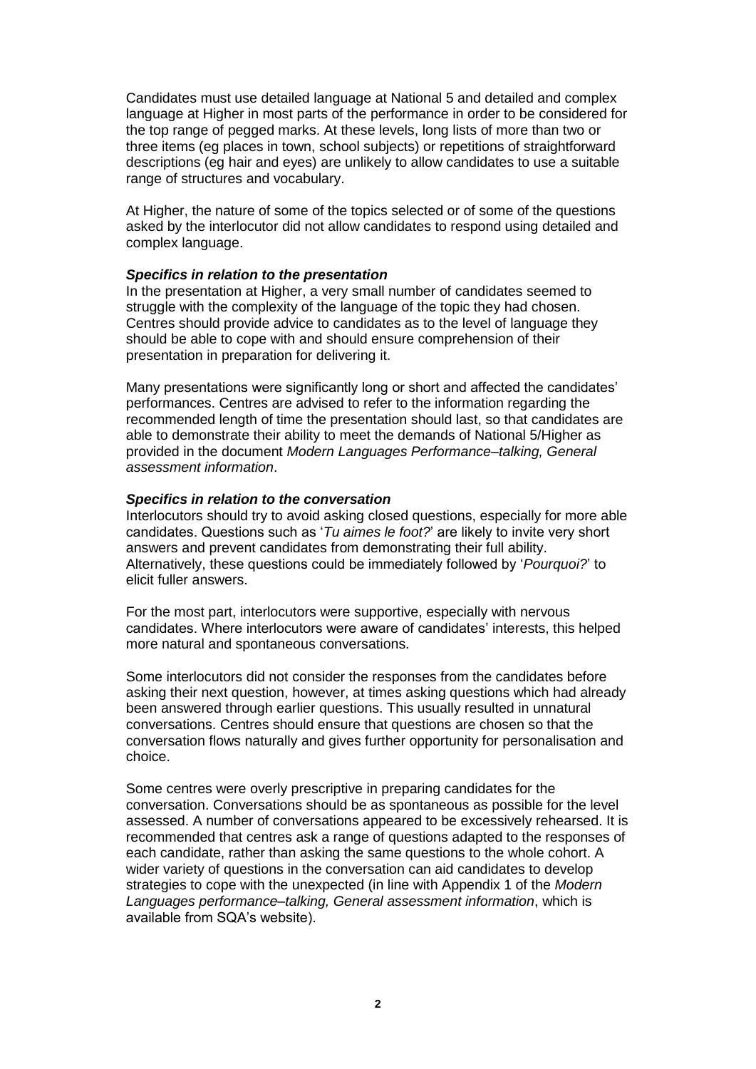Candidates must use detailed language at National 5 and detailed and complex language at Higher in most parts of the performance in order to be considered for the top range of pegged marks. At these levels, long lists of more than two or three items (eg places in town, school subjects) or repetitions of straightforward descriptions (eg hair and eyes) are unlikely to allow candidates to use a suitable range of structures and vocabulary.

At Higher, the nature of some of the topics selected or of some of the questions asked by the interlocutor did not allow candidates to respond using detailed and complex language.

***Specifics in relation to the presentation***

In the presentation at Higher, a very small number of candidates seemed to struggle with the complexity of the language of the topic they had chosen. Centres should provide advice to candidates as to the level of language they should be able to cope with and should ensure comprehension of their presentation in preparation for delivering it.

Many presentations were significantly long or short and affected the candidates' performances. Centres are advised to refer to the information regarding the recommended length of time the presentation should last, so that candidates are able to demonstrate their ability to meet the demands of National 5/Higher as provided in the document *Modern Languages Performance–talking, General assessment information*.

***Specifics in relation to the conversation***

Interlocutors should try to avoid asking closed questions, especially for more able candidates. Questions such as '*Tu aimes le foot?*' are likely to invite very short answers and prevent candidates from demonstrating their full ability. Alternatively, these questions could be immediately followed by '*Pourquoi?*' to elicit fuller answers.

For the most part, interlocutors were supportive, especially with nervous candidates. Where interlocutors were aware of candidates' interests, this helped more natural and spontaneous conversations.

Some interlocutors did not consider the responses from the candidates before asking their next question, however, at times asking questions which had already been answered through earlier questions. This usually resulted in unnatural conversations. Centres should ensure that questions are chosen so that the conversation flows naturally and gives further opportunity for personalisation and choice.

Some centres were overly prescriptive in preparing candidates for the conversation. Conversations should be as spontaneous as possible for the level assessed. A number of conversations appeared to be excessively rehearsed. It is recommended that centres ask a range of questions adapted to the responses of each candidate, rather than asking the same questions to the whole cohort. A wider variety of questions in the conversation can aid candidates to develop strategies to cope with the unexpected (in line with Appendix 1 of the *Modern Languages performance–talking, General assessment information*, which is available from SQA's website).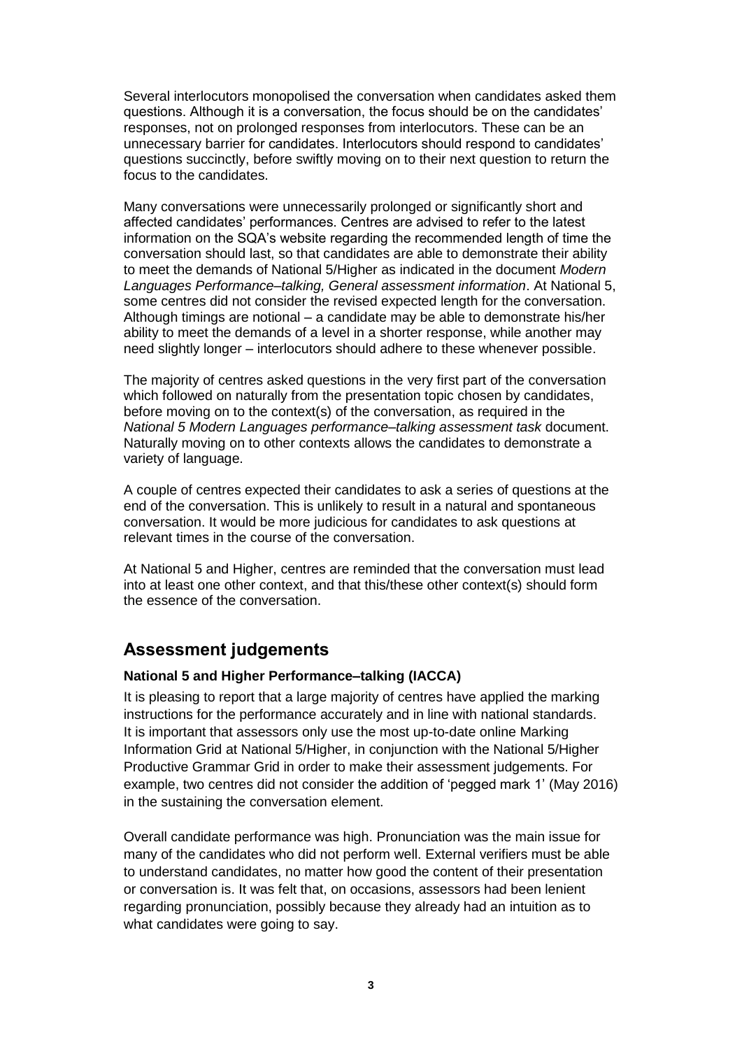Several interlocutors monopolised the conversation when candidates asked them questions. Although it is a conversation, the focus should be on the candidates' responses, not on prolonged responses from interlocutors. These can be an unnecessary barrier for candidates. Interlocutors should respond to candidates' questions succinctly, before swiftly moving on to their next question to return the focus to the candidates.

Many conversations were unnecessarily prolonged or significantly short and affected candidates' performances. Centres are advised to refer to the latest information on the SQA's website regarding the recommended length of time the conversation should last, so that candidates are able to demonstrate their ability to meet the demands of National 5/Higher as indicated in the document *Modern Languages Performance–talking, General assessment information*. At National 5, some centres did not consider the revised expected length for the conversation. Although timings are notional – a candidate may be able to demonstrate his/her ability to meet the demands of a level in a shorter response, while another may need slightly longer – interlocutors should adhere to these whenever possible.

The majority of centres asked questions in the very first part of the conversation which followed on naturally from the presentation topic chosen by candidates, before moving on to the context(s) of the conversation, as required in the *National 5 Modern Languages performance–talking assessment task* document. Naturally moving on to other contexts allows the candidates to demonstrate a variety of language.

A couple of centres expected their candidates to ask a series of questions at the end of the conversation. This is unlikely to result in a natural and spontaneous conversation. It would be more judicious for candidates to ask questions at relevant times in the course of the conversation.

At National 5 and Higher, centres are reminded that the conversation must lead into at least one other context, and that this/these other context(s) should form the essence of the conversation.

## Assessment judgements

### National 5 and Higher Performance–talking (IACCA)

It is pleasing to report that a large majority of centres have applied the marking instructions for the performance accurately and in line with national standards. It is important that assessors only use the most up-to-date online Marking Information Grid at National 5/Higher, in conjunction with the National 5/Higher Productive Grammar Grid in order to make their assessment judgements. For example, two centres did not consider the addition of 'pegged mark 1' (May 2016) in the sustaining the conversation element.

Overall candidate performance was high. Pronunciation was the main issue for many of the candidates who did not perform well. External verifiers must be able to understand candidates, no matter how good the content of their presentation or conversation is. It was felt that, on occasions, assessors had been lenient regarding pronunciation, possibly because they already had an intuition as to what candidates were going to say.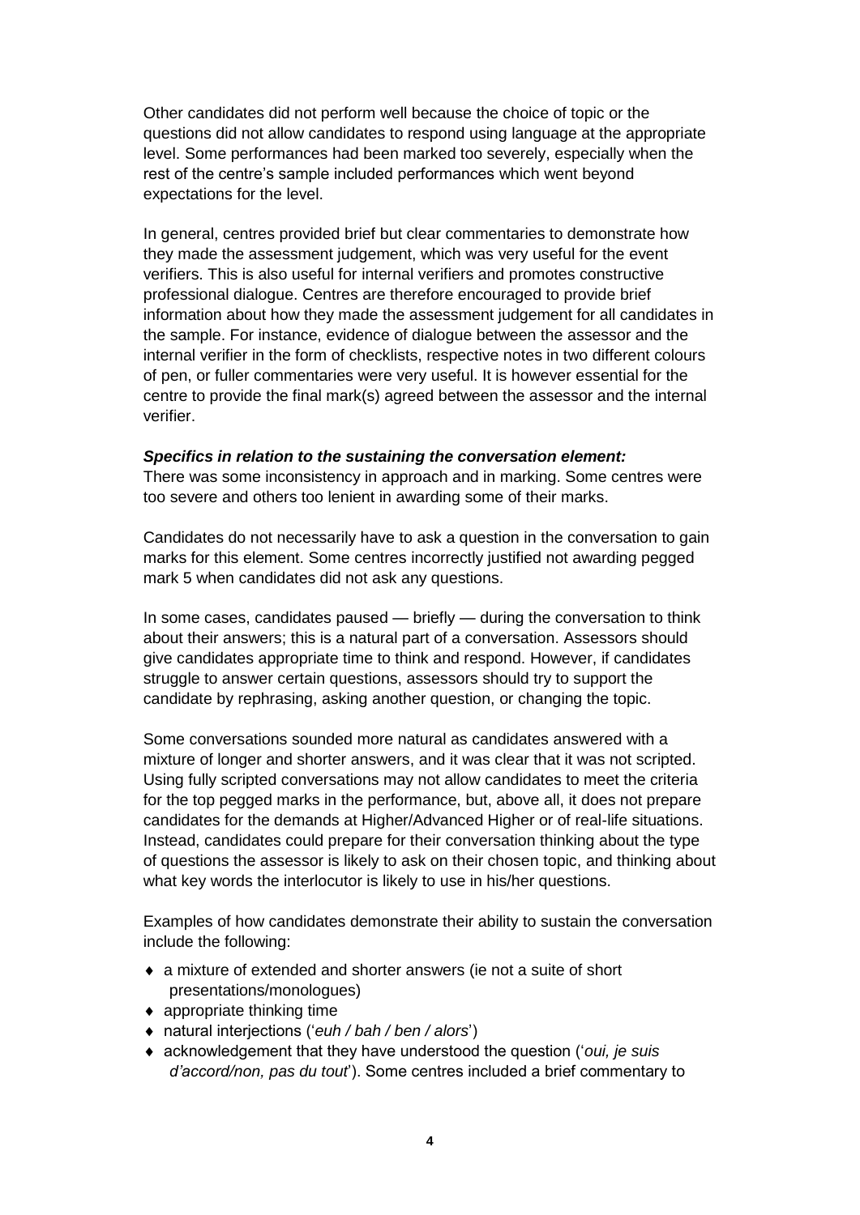Other candidates did not perform well because the choice of topic or the questions did not allow candidates to respond using language at the appropriate level. Some performances had been marked too severely, especially when the rest of the centre's sample included performances which went beyond expectations for the level.

In general, centres provided brief but clear commentaries to demonstrate how they made the assessment judgement, which was very useful for the event verifiers. This is also useful for internal verifiers and promotes constructive professional dialogue. Centres are therefore encouraged to provide brief information about how they made the assessment judgement for all candidates in the sample. For instance, evidence of dialogue between the assessor and the internal verifier in the form of checklists, respective notes in two different colours of pen, or fuller commentaries were very useful. It is however essential for the centre to provide the final mark(s) agreed between the assessor and the internal verifier.

***Specifics in relation to the sustaining the conversation element:***
There was some inconsistency in approach and in marking. Some centres were too severe and others too lenient in awarding some of their marks.

Candidates do not necessarily have to ask a question in the conversation to gain marks for this element. Some centres incorrectly justified not awarding pegged mark 5 when candidates did not ask any questions.

In some cases, candidates paused — briefly — during the conversation to think about their answers; this is a natural part of a conversation. Assessors should give candidates appropriate time to think and respond. However, if candidates struggle to answer certain questions, assessors should try to support the candidate by rephrasing, asking another question, or changing the topic.

Some conversations sounded more natural as candidates answered with a mixture of longer and shorter answers, and it was clear that it was not scripted. Using fully scripted conversations may not allow candidates to meet the criteria for the top pegged marks in the performance, but, above all, it does not prepare candidates for the demands at Higher/Advanced Higher or of real-life situations. Instead, candidates could prepare for their conversation thinking about the type of questions the assessor is likely to ask on their chosen topic, and thinking about what key words the interlocutor is likely to use in his/her questions.

Examples of how candidates demonstrate their ability to sustain the conversation include the following:

- a mixture of extended and shorter answers (ie not a suite of short presentations/monologues)
- appropriate thinking time
- natural interjections ('*euh / bah / ben / alors*')
- acknowledgement that they have understood the question ('*oui, je suis d'accord/non, pas du tout*'). Some centres included a brief commentary to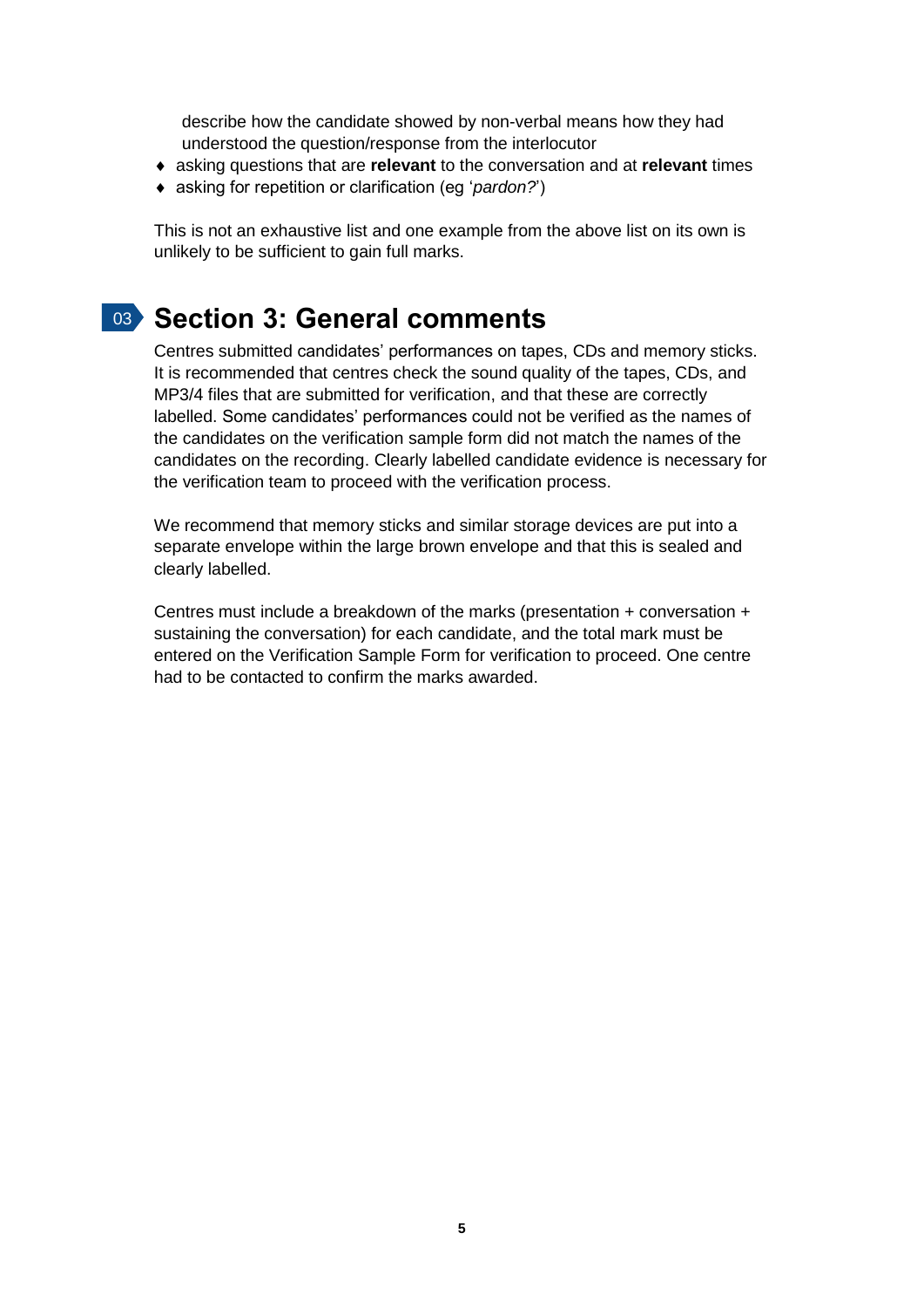describe how the candidate showed by non-verbal means how they had understood the question/response from the interlocutor

- asking questions that are **relevant** to the conversation and at **relevant** times
- asking for repetition or clarification (eg '*pardon?*')

This is not an exhaustive list and one example from the above list on its own is unlikely to be sufficient to gain full marks.

# 03 Section 3: General comments

Centres submitted candidates' performances on tapes, CDs and memory sticks. It is recommended that centres check the sound quality of the tapes, CDs, and MP3/4 files that are submitted for verification, and that these are correctly labelled. Some candidates' performances could not be verified as the names of the candidates on the verification sample form did not match the names of the candidates on the recording. Clearly labelled candidate evidence is necessary for the verification team to proceed with the verification process.

We recommend that memory sticks and similar storage devices are put into a separate envelope within the large brown envelope and that this is sealed and clearly labelled.

Centres must include a breakdown of the marks (presentation + conversation + sustaining the conversation) for each candidate, and the total mark must be entered on the Verification Sample Form for verification to proceed. One centre had to be contacted to confirm the marks awarded.